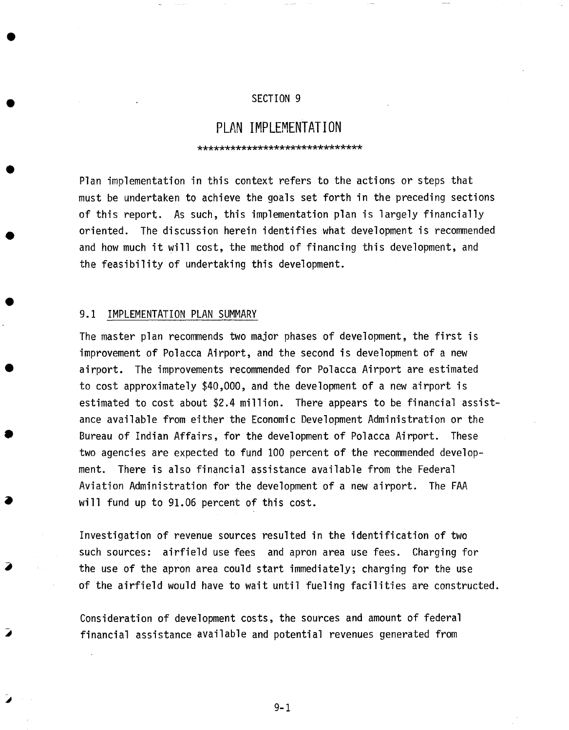SECTION 9

# PLAN IMPLEMENTATION

******************************

Plan implementation in this context refers to the actions or steps that must be undertaken to achieve the goals set forth in the preceding sections of this report. As such, this implementation plan is largely financially oriented. The discussion herein identifies what development is recommended and how much it will cost, the method of financing this development, and the feasibility of undertaking this development.

## 9.1 IMPLEMENTATION PLAN SUMMARY

The master plan recommends two major phases of development, the first is improvement of Polacca Airport, and the second is development of a new airport. The improvements recommended for Polacca Airport are estimated to cost approximately $40,000, and the development of a new airport is estimated to cost about $2.4 million. There appears to be financial assistance available from either the Economic Development Administration or the Bureau of Indian Affairs, for the development of Polacca Airport. These two agencies are expected to fund 100 percent of the recommended development. There is also financial assistance available from the Federal Aviation Administration for the development of a new airport. The FAA will fund up to 91.06 percent of this cost.

Investigation of revenue sources resulted in the identification of two such sources: airfield use fees and apron area use fees. Charging for the use of the apron area could start immediately; charging for the use of the airfield would have to wait until fueling facilities are constructed.

Consideration of development costs, the sources and amount of federal financial assistance available and potential revenues generated from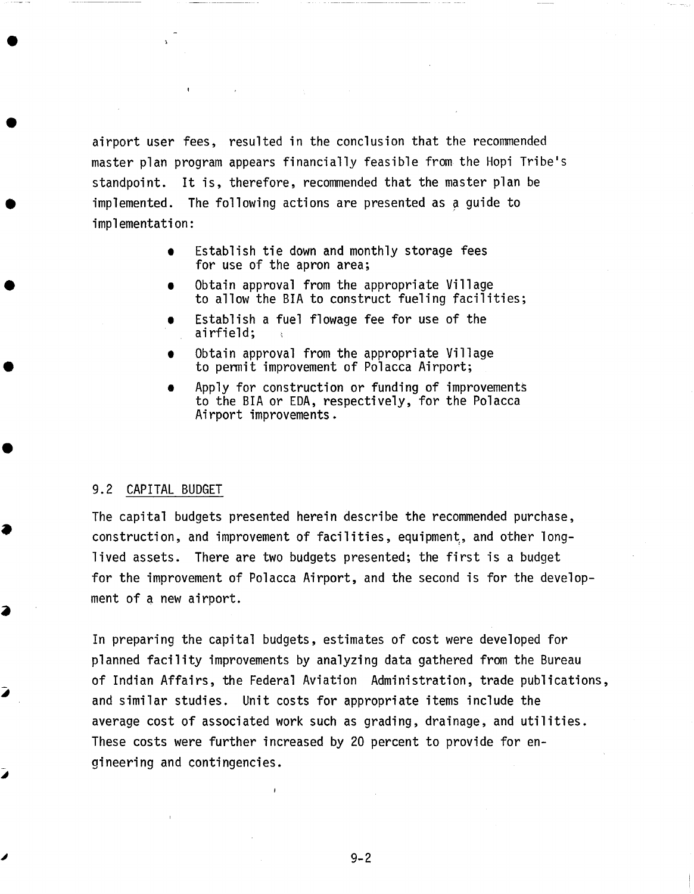airport user fees, resulted in the conclusion that the recommended master plan program appears financially feasible from the Hopi Tribe's standpoint. It is, therefore, recommended that the master plan be implemented. The following actions are presented as a guide to implementation:

- Establish tie down and monthly storage fees for use of the apron area;
- Obtain approval from the appropriate Village to allow the BIA to construct fueling facilities;
- Establish a fuel flowage fee for use of the airfield;
- Obtain approval from the appropriate Village to permit improvement of Polacca Airport;
- Apply for construction or funding of improvements to the BIA or EDA, respectively, for the Polacca Airport improvements.

## 9.2 CAPITAL BUDGET

The capital budgets presented herein describe the recommended purchase, construction, and improvement of facilities, equipment, and other long-lived assets. There are two budgets presented; the first is a budget for the improvement of Polacca Airport, and the second is for the development of a new airport.

In preparing the capital budgets, estimates of cost were developed for planned facility improvements by analyzing data gathered from the Bureau of Indian Affairs, the Federal Aviation Administration, trade publications, and similar studies. Unit costs for appropriate items include the average cost of associated work such as grading, drainage, and utilities. These costs were further increased by 20 percent to provide for engineering and contingencies.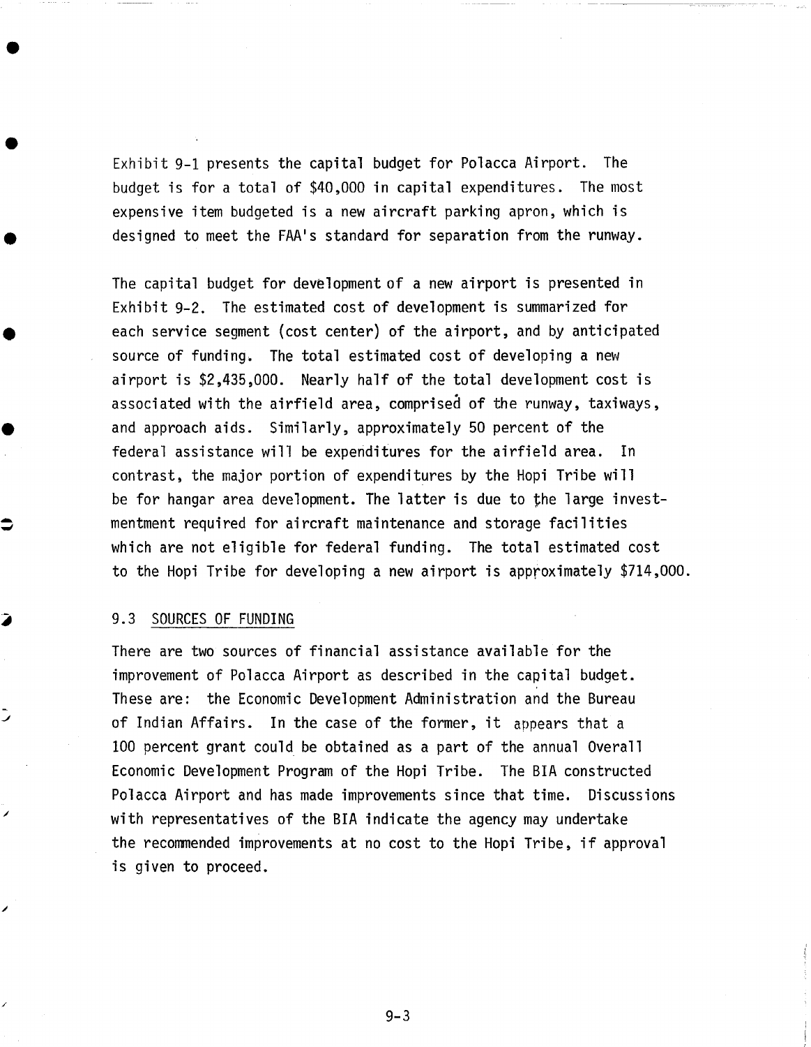Exhibit 9-1 presents the capital budget for Polacca Airport. The budget is for a total of $40,000 in capital expenditures. The most expensive item budgeted is a new aircraft parking apron, which is designed to meet the FAA's standard for separation from the runway.

The capital budget for development of a new airport is presented in Exhibit 9-2. The estimated cost of development is summarized for each service segment (cost center) of the airport, and by anticipated source of funding. The total estimated cost of developing a new airport is $2,435,000. Nearly half of the total development cost is associated with the airfield area, comprised of the runway, taxiways, and approach aids. Similarly, approximately 50 percent of the federal assistance will be expenditures for the airfield area. In contrast, the major portion of expenditures by the Hopi Tribe will be for hangar area development. The latter is due to the large investmentment required for aircraft maintenance and storage facilities which are not eligible for federal funding. The total estimated cost to the Hopi Tribe for developing a new airport is approximately $714,000.

## 9.3 SOURCES OF FUNDING

There are two sources of financial assistance available for the improvement of Polacca Airport as described in the capital budget. These are: the Economic Development Administration and the Bureau of Indian Affairs. In the case of the former, it appears that a 100 percent grant could be obtained as a part of the annual Overall Economic Development Program of the Hopi Tribe. The BIA constructed Polacca Airport and has made improvements since that time. Discussions with representatives of the BIA indicate the agency may undertake the recommended improvements at no cost to the Hopi Tribe, if approval is given to proceed.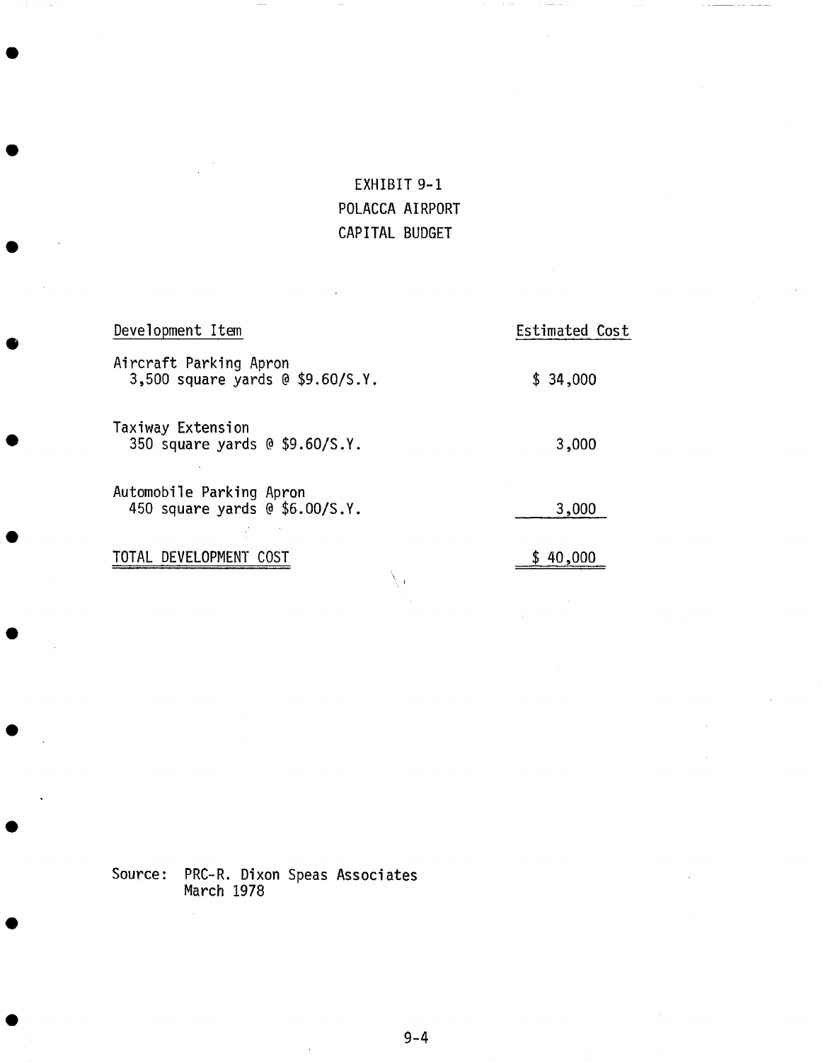# EXHIBIT 9-1
# POLACCA AIRPORT
# CAPITAL BUDGET

| Development Item | Estimated Cost |
| --- | --- |
| Aircraft Parking Apron<br>3,500 square yards @ $9.60/S.Y. | $ 34,000 |
| Taxiway Extension<br>350 square yards @ $9.60/S.Y. | 3,000 |
| Automobile Parking Apron<br>450 square yards @ $6.00/S.Y. | 3,000 |
| TOTAL DEVELOPMENT COST | $ 40,000 |

Source: PRC-R. Dixon Speas Associates
March 1978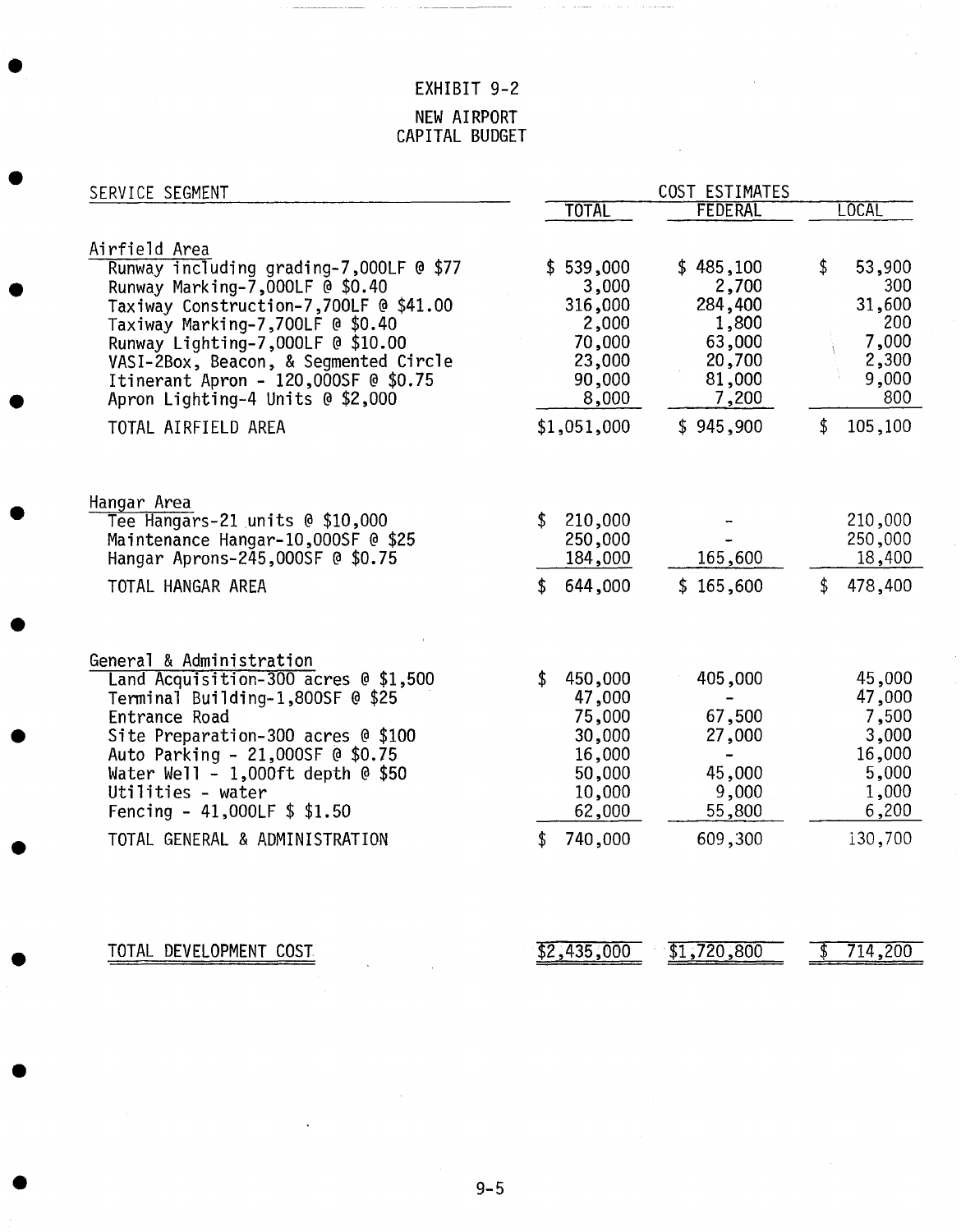# EXHIBIT 9-2

## NEW AIRPORT
## CAPITAL BUDGET

| SERVICE SEGMENT | COST ESTIMATES | | |
|---|---|---|---|
| | TOTAL | FEDERAL | LOCAL |
| **Airfield Area** | | | |
| Runway including grading-7,000LF @ $77 | $ 539,000 | $ 485,100 | $ 53,900 |
| Runway Marking-7,000LF @ $0.40 | 3,000 | 2,700 | 300 |
| Taxiway Construction-7,700LF @ $41.00 | 316,000 | 284,400 | 31,600 |
| Taxiway Marking-7,700LF @ $0.40 | 2,000 | 1,800 | 200 |
| Runway Lighting-7,000LF @ $10.00 | 70,000 | 63,000 | 7,000 |
| VASI-2Box, Beacon, & Segmented Circle | 23,000 | 20,700 | 2,300 |
| Itinerant Apron - 120,000SF @ $0.75 | 90,000 | 81,000 | 9,000 |
| Apron Lighting-4 Units @ $2,000 | 8,000 | 7,200 | 800 |
| TOTAL AIRFIELD AREA | $1,051,000 | $ 945,900 | $ 105,100 |
| **Hangar Area** | | | |
| Tee Hangars-21 units @ $10,000 | $ 210,000 | - | 210,000 |
| Maintenance Hangar-10,000SF @ $25 | 250,000 | - | 250,000 |
| Hangar Aprons-245,000SF @ $0.75 | 184,000 | 165,600 | 18,400 |
| TOTAL HANGAR AREA | $ 644,000 | $ 165,600 | $ 478,400 |
| **General & Administration** | | | |
| Land Acquisition-300 acres @ $1,500 | $ 450,000 | 405,000 | 45,000 |
| Terminal Building-1,800SF @ $25 | 47,000 | - | 47,000 |
| Entrance Road | 75,000 | 67,500 | 7,500 |
| Site Preparation-300 acres @ $100 | 30,000 | 27,000 | 3,000 |
| Auto Parking - 21,000SF @ $0.75 | 16,000 | - | 16,000 |
| Water Well - 1,000ft depth @ $50 | 50,000 | 45,000 | 5,000 |
| Utilities - water | 10,000 | 9,000 | 1,000 |
| Fencing - 41,000LF $ $1.50 | 62,000 | 55,800 | 6,200 |
| TOTAL GENERAL & ADMINISTRATION | $ 740,000 | 609,300 | 130,700 |
| TOTAL DEVELOPMENT COST | $2,435,000 | $1,720,800 | $ 714,200 |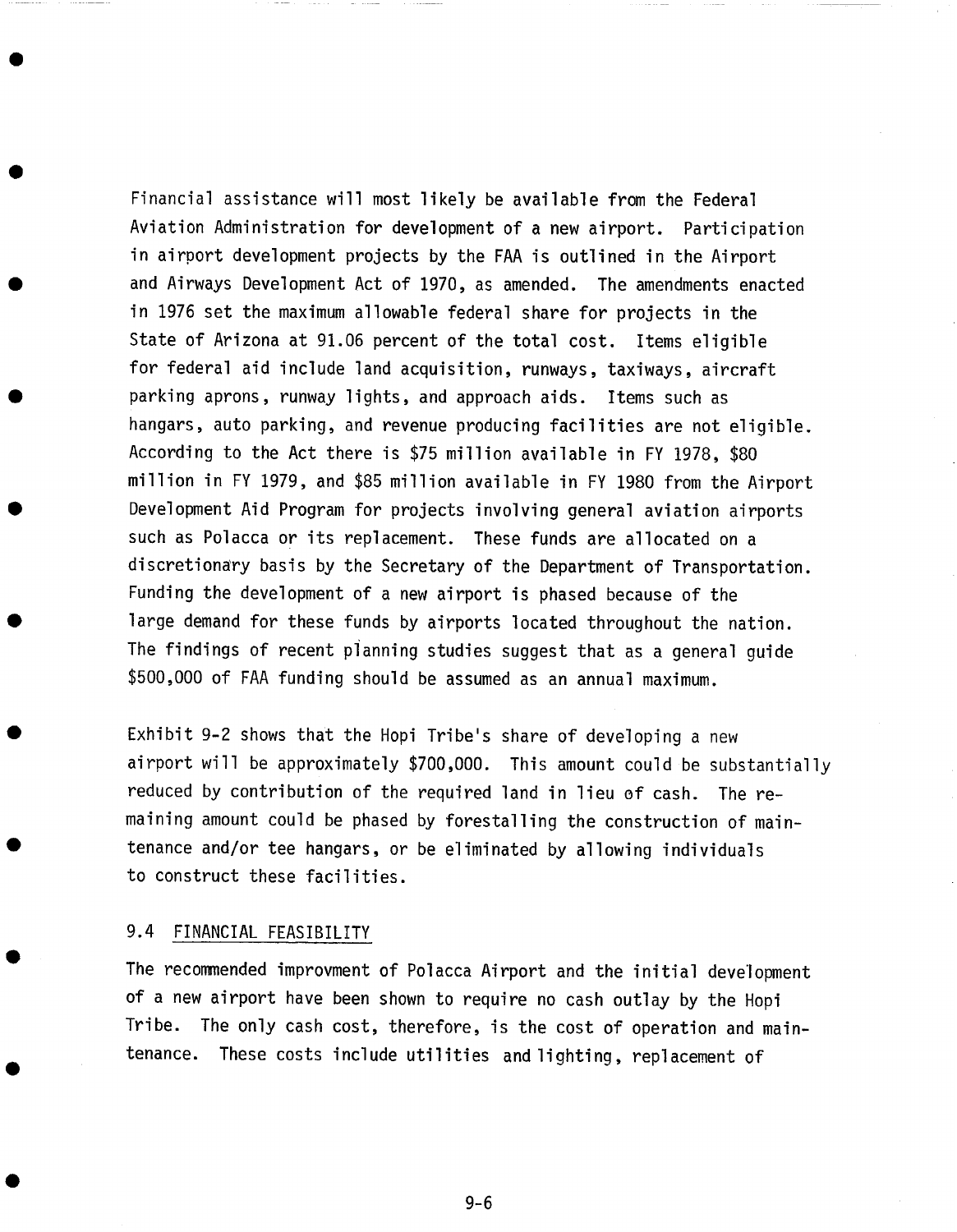Financial assistance will most likely be available from the Federal Aviation Administration for development of a new airport. Participation in airport development projects by the FAA is outlined in the Airport and Airways Development Act of 1970, as amended. The amendments enacted in 1976 set the maximum allowable federal share for projects in the State of Arizona at 91.06 percent of the total cost. Items eligible for federal aid include land acquisition, runways, taxiways, aircraft parking aprons, runway lights, and approach aids. Items such as hangars, auto parking, and revenue producing facilities are not eligible. According to the Act there is $75 million available in FY 1978, $80 million in FY 1979, and $85 million available in FY 1980 from the Airport Development Aid Program for projects involving general aviation airports such as Polacca or its replacement. These funds are allocated on a discretionary basis by the Secretary of the Department of Transportation. Funding the development of a new airport is phased because of the large demand for these funds by airports located throughout the nation. The findings of recent planning studies suggest that as a general guide $500,000 of FAA funding should be assumed as an annual maximum.

Exhibit 9-2 shows that the Hopi Tribe's share of developing a new airport will be approximately $700,000. This amount could be substantially reduced by contribution of the required land in lieu of cash. The remaining amount could be phased by forestalling the construction of maintenance and/or tee hangars, or be eliminated by allowing individuals to construct these facilities.

## 9.4 FINANCIAL FEASIBILITY

The recommended improvment of Polacca Airport and the initial development of a new airport have been shown to require no cash outlay by the Hopi Tribe. The only cash cost, therefore, is the cost of operation and maintenance. These costs include utilities and lighting, replacement of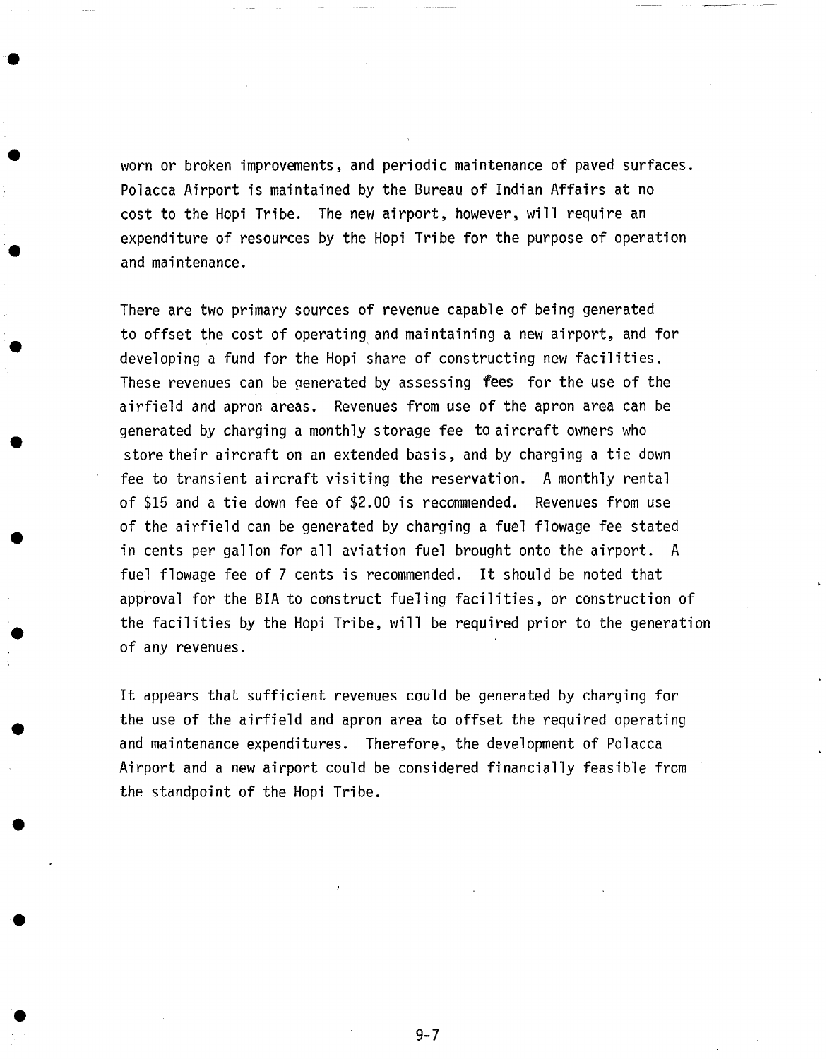worn or broken improvements, and periodic maintenance of paved surfaces. Polacca Airport is maintained by the Bureau of Indian Affairs at no cost to the Hopi Tribe. The new airport, however, will require an expenditure of resources by the Hopi Tribe for the purpose of operation and maintenance.

There are two primary sources of revenue capable of being generated to offset the cost of operating and maintaining a new airport, and for developing a fund for the Hopi share of constructing new facilities. These revenues can be generated by assessing fees for the use of the airfield and apron areas. Revenues from use of the apron area can be generated by charging a monthly storage fee to aircraft owners who store their aircraft on an extended basis, and by charging a tie down fee to transient aircraft visiting the reservation. A monthly rental of $15 and a tie down fee of $2.00 is recommended. Revenues from use of the airfield can be generated by charging a fuel flowage fee stated in cents per gallon for all aviation fuel brought onto the airport. A fuel flowage fee of 7 cents is recommended. It should be noted that approval for the BIA to construct fueling facilities, or construction of the facilities by the Hopi Tribe, will be required prior to the generation of any revenues.

It appears that sufficient revenues could be generated by charging for the use of the airfield and apron area to offset the required operating and maintenance expenditures. Therefore, the development of Polacca Airport and a new airport could be considered financially feasible from the standpoint of the Hopi Tribe.